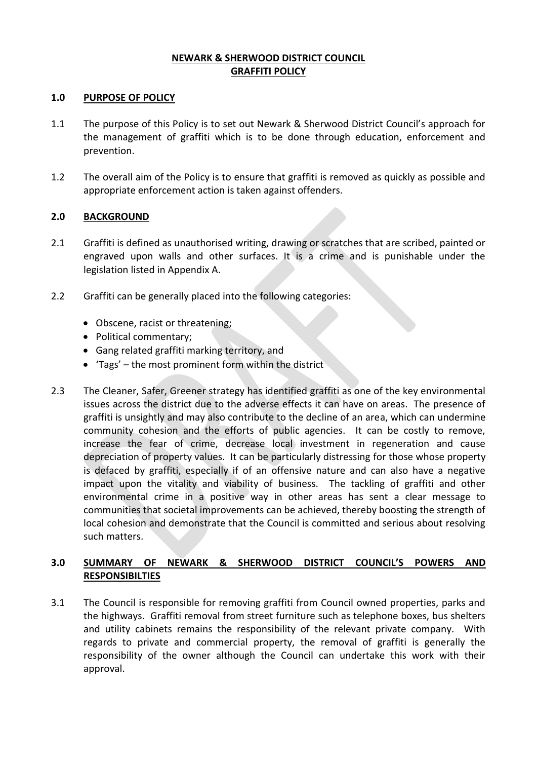# NEWARK & SHERWOOD DISTRICT COUNCIL
# GRAFFITI POLICY

## 1.0 PURPOSE OF POLICY

1.1 The purpose of this Policy is to set out Newark & Sherwood District Council's approach for the management of graffiti which is to be done through education, enforcement and prevention.

1.2 The overall aim of the Policy is to ensure that graffiti is removed as quickly as possible and appropriate enforcement action is taken against offenders.

## 2.0 BACKGROUND

2.1 Graffiti is defined as unauthorised writing, drawing or scratches that are scribed, painted or engraved upon walls and other surfaces. It is a crime and is punishable under the legislation listed in Appendix A.

2.2 Graffiti can be generally placed into the following categories:

- Obscene, racist or threatening;
- Political commentary;
- Gang related graffiti marking territory, and
- 'Tags' – the most prominent form within the district

2.3 The Cleaner, Safer, Greener strategy has identified graffiti as one of the key environmental issues across the district due to the adverse effects it can have on areas. The presence of graffiti is unsightly and may also contribute to the decline of an area, which can undermine community cohesion and the efforts of public agencies. It can be costly to remove, increase the fear of crime, decrease local investment in regeneration and cause depreciation of property values. It can be particularly distressing for those whose property is defaced by graffiti, especially if of an offensive nature and can also have a negative impact upon the vitality and viability of business. The tackling of graffiti and other environmental crime in a positive way in other areas has sent a clear message to communities that societal improvements can be achieved, thereby boosting the strength of local cohesion and demonstrate that the Council is committed and serious about resolving such matters.

## 3.0 SUMMARY OF NEWARK & SHERWOOD DISTRICT COUNCIL'S POWERS AND RESPONSIBILTIES

3.1 The Council is responsible for removing graffiti from Council owned properties, parks and the highways. Graffiti removal from street furniture such as telephone boxes, bus shelters and utility cabinets remains the responsibility of the relevant private company. With regards to private and commercial property, the removal of graffiti is generally the responsibility of the owner although the Council can undertake this work with their approval.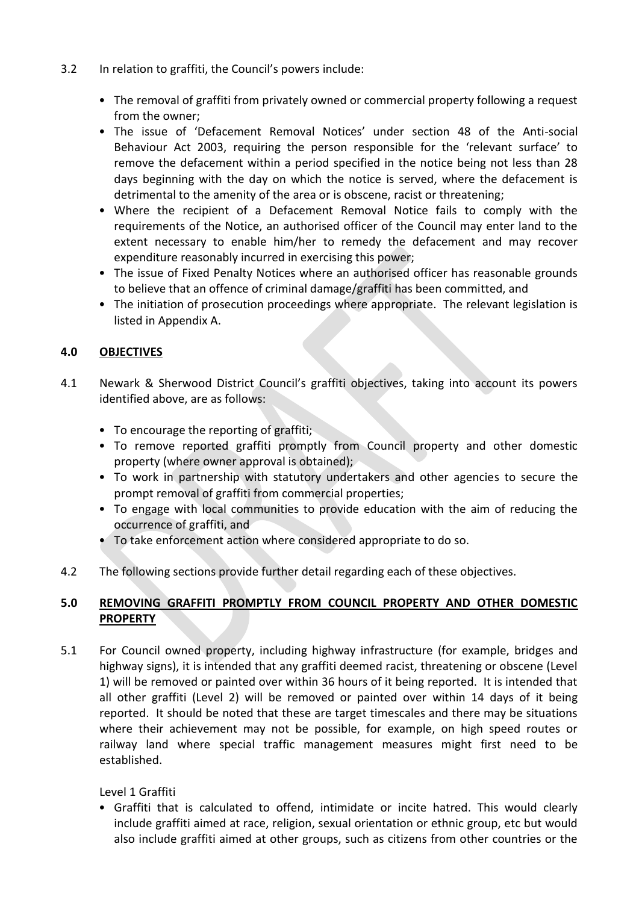3.2 In relation to graffiti, the Council's powers include:

- The removal of graffiti from privately owned or commercial property following a request from the owner;
- The issue of 'Defacement Removal Notices' under section 48 of the Anti-social Behaviour Act 2003, requiring the person responsible for the 'relevant surface' to remove the defacement within a period specified in the notice being not less than 28 days beginning with the day on which the notice is served, where the defacement is detrimental to the amenity of the area or is obscene, racist or threatening;
- Where the recipient of a Defacement Removal Notice fails to comply with the requirements of the Notice, an authorised officer of the Council may enter land to the extent necessary to enable him/her to remedy the defacement and may recover expenditure reasonably incurred in exercising this power;
- The issue of Fixed Penalty Notices where an authorised officer has reasonable grounds to believe that an offence of criminal damage/graffiti has been committed, and
- The initiation of prosecution proceedings where appropriate. The relevant legislation is listed in Appendix A.

## 4.0 OBJECTIVES

4.1 Newark & Sherwood District Council's graffiti objectives, taking into account its powers identified above, are as follows:

- To encourage the reporting of graffiti;
- To remove reported graffiti promptly from Council property and other domestic property (where owner approval is obtained);
- To work in partnership with statutory undertakers and other agencies to secure the prompt removal of graffiti from commercial properties;
- To engage with local communities to provide education with the aim of reducing the occurrence of graffiti, and
- To take enforcement action where considered appropriate to do so.

4.2 The following sections provide further detail regarding each of these objectives.

## 5.0 REMOVING GRAFFITI PROMPTLY FROM COUNCIL PROPERTY AND OTHER DOMESTIC PROPERTY

5.1 For Council owned property, including highway infrastructure (for example, bridges and highway signs), it is intended that any graffiti deemed racist, threatening or obscene (Level 1) will be removed or painted over within 36 hours of it being reported. It is intended that all other graffiti (Level 2) will be removed or painted over within 14 days of it being reported. It should be noted that these are target timescales and there may be situations where their achievement may not be possible, for example, on high speed routes or railway land where special traffic management measures might first need to be established.

Level 1 Graffiti

- Graffiti that is calculated to offend, intimidate or incite hatred. This would clearly include graffiti aimed at race, religion, sexual orientation or ethnic group, etc but would also include graffiti aimed at other groups, such as citizens from other countries or the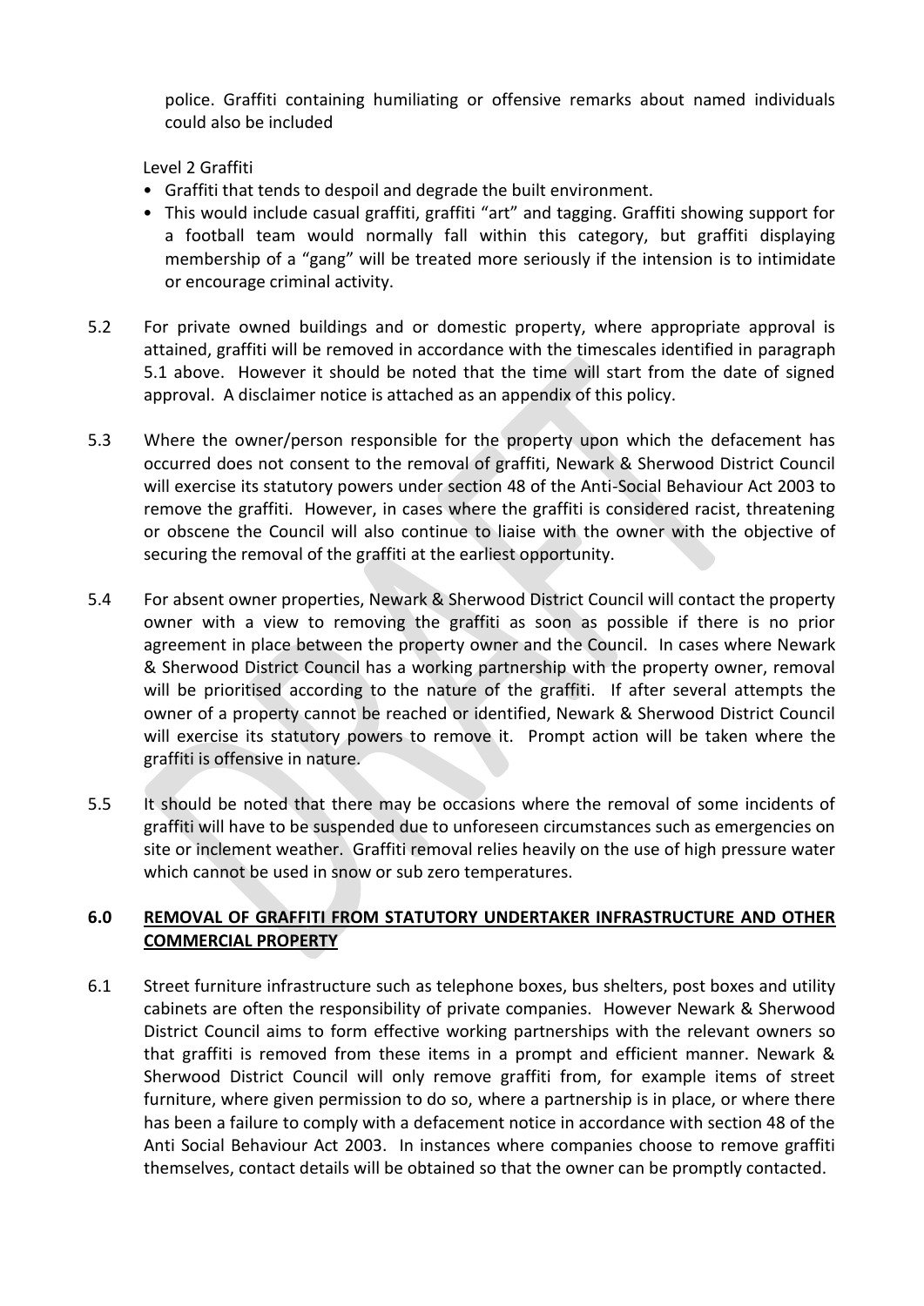police. Graffiti containing humiliating or offensive remarks about named individuals could also be included

Level 2 Graffiti

- Graffiti that tends to despoil and degrade the built environment.
- This would include casual graffiti, graffiti "art" and tagging. Graffiti showing support for a football team would normally fall within this category, but graffiti displaying membership of a "gang" will be treated more seriously if the intension is to intimidate or encourage criminal activity.

5.2 For private owned buildings and or domestic property, where appropriate approval is attained, graffiti will be removed in accordance with the timescales identified in paragraph 5.1 above. However it should be noted that the time will start from the date of signed approval. A disclaimer notice is attached as an appendix of this policy.

5.3 Where the owner/person responsible for the property upon which the defacement has occurred does not consent to the removal of graffiti, Newark & Sherwood District Council will exercise its statutory powers under section 48 of the Anti-Social Behaviour Act 2003 to remove the graffiti. However, in cases where the graffiti is considered racist, threatening or obscene the Council will also continue to liaise with the owner with the objective of securing the removal of the graffiti at the earliest opportunity.

5.4 For absent owner properties, Newark & Sherwood District Council will contact the property owner with a view to removing the graffiti as soon as possible if there is no prior agreement in place between the property owner and the Council. In cases where Newark & Sherwood District Council has a working partnership with the property owner, removal will be prioritised according to the nature of the graffiti. If after several attempts the owner of a property cannot be reached or identified, Newark & Sherwood District Council will exercise its statutory powers to remove it. Prompt action will be taken where the graffiti is offensive in nature.

5.5 It should be noted that there may be occasions where the removal of some incidents of graffiti will have to be suspended due to unforeseen circumstances such as emergencies on site or inclement weather. Graffiti removal relies heavily on the use of high pressure water which cannot be used in snow or sub zero temperatures.

## 6.0 REMOVAL OF GRAFFITI FROM STATUTORY UNDERTAKER INFRASTRUCTURE AND OTHER COMMERCIAL PROPERTY

6.1 Street furniture infrastructure such as telephone boxes, bus shelters, post boxes and utility cabinets are often the responsibility of private companies. However Newark & Sherwood District Council aims to form effective working partnerships with the relevant owners so that graffiti is removed from these items in a prompt and efficient manner. Newark & Sherwood District Council will only remove graffiti from, for example items of street furniture, where given permission to do so, where a partnership is in place, or where there has been a failure to comply with a defacement notice in accordance with section 48 of the Anti Social Behaviour Act 2003. In instances where companies choose to remove graffiti themselves, contact details will be obtained so that the owner can be promptly contacted.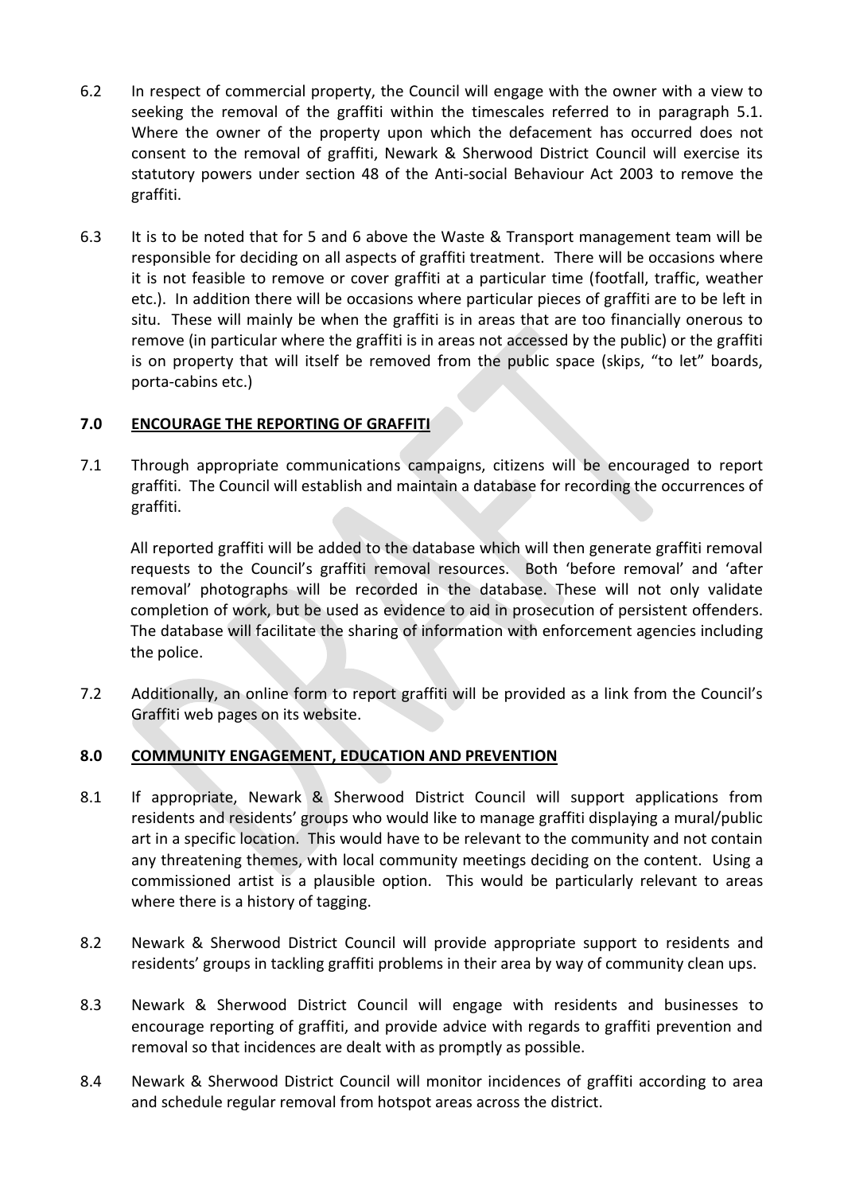6.2 In respect of commercial property, the Council will engage with the owner with a view to seeking the removal of the graffiti within the timescales referred to in paragraph 5.1. Where the owner of the property upon which the defacement has occurred does not consent to the removal of graffiti, Newark & Sherwood District Council will exercise its statutory powers under section 48 of the Anti-social Behaviour Act 2003 to remove the graffiti.

6.3 It is to be noted that for 5 and 6 above the Waste & Transport management team will be responsible for deciding on all aspects of graffiti treatment. There will be occasions where it is not feasible to remove or cover graffiti at a particular time (footfall, traffic, weather etc.). In addition there will be occasions where particular pieces of graffiti are to be left in situ. These will mainly be when the graffiti is in areas that are too financially onerous to remove (in particular where the graffiti is in areas not accessed by the public) or the graffiti is on property that will itself be removed from the public space (skips, "to let" boards, porta-cabins etc.)

## 7.0 ENCOURAGE THE REPORTING OF GRAFFITI

7.1 Through appropriate communications campaigns, citizens will be encouraged to report graffiti. The Council will establish and maintain a database for recording the occurrences of graffiti.

All reported graffiti will be added to the database which will then generate graffiti removal requests to the Council's graffiti removal resources. Both 'before removal' and 'after removal' photographs will be recorded in the database. These will not only validate completion of work, but be used as evidence to aid in prosecution of persistent offenders. The database will facilitate the sharing of information with enforcement agencies including the police.

7.2 Additionally, an online form to report graffiti will be provided as a link from the Council's Graffiti web pages on its website.

## 8.0 COMMUNITY ENGAGEMENT, EDUCATION AND PREVENTION

8.1 If appropriate, Newark & Sherwood District Council will support applications from residents and residents' groups who would like to manage graffiti displaying a mural/public art in a specific location. This would have to be relevant to the community and not contain any threatening themes, with local community meetings deciding on the content. Using a commissioned artist is a plausible option. This would be particularly relevant to areas where there is a history of tagging.

8.2 Newark & Sherwood District Council will provide appropriate support to residents and residents' groups in tackling graffiti problems in their area by way of community clean ups.

8.3 Newark & Sherwood District Council will engage with residents and businesses to encourage reporting of graffiti, and provide advice with regards to graffiti prevention and removal so that incidences are dealt with as promptly as possible.

8.4 Newark & Sherwood District Council will monitor incidences of graffiti according to area and schedule regular removal from hotspot areas across the district.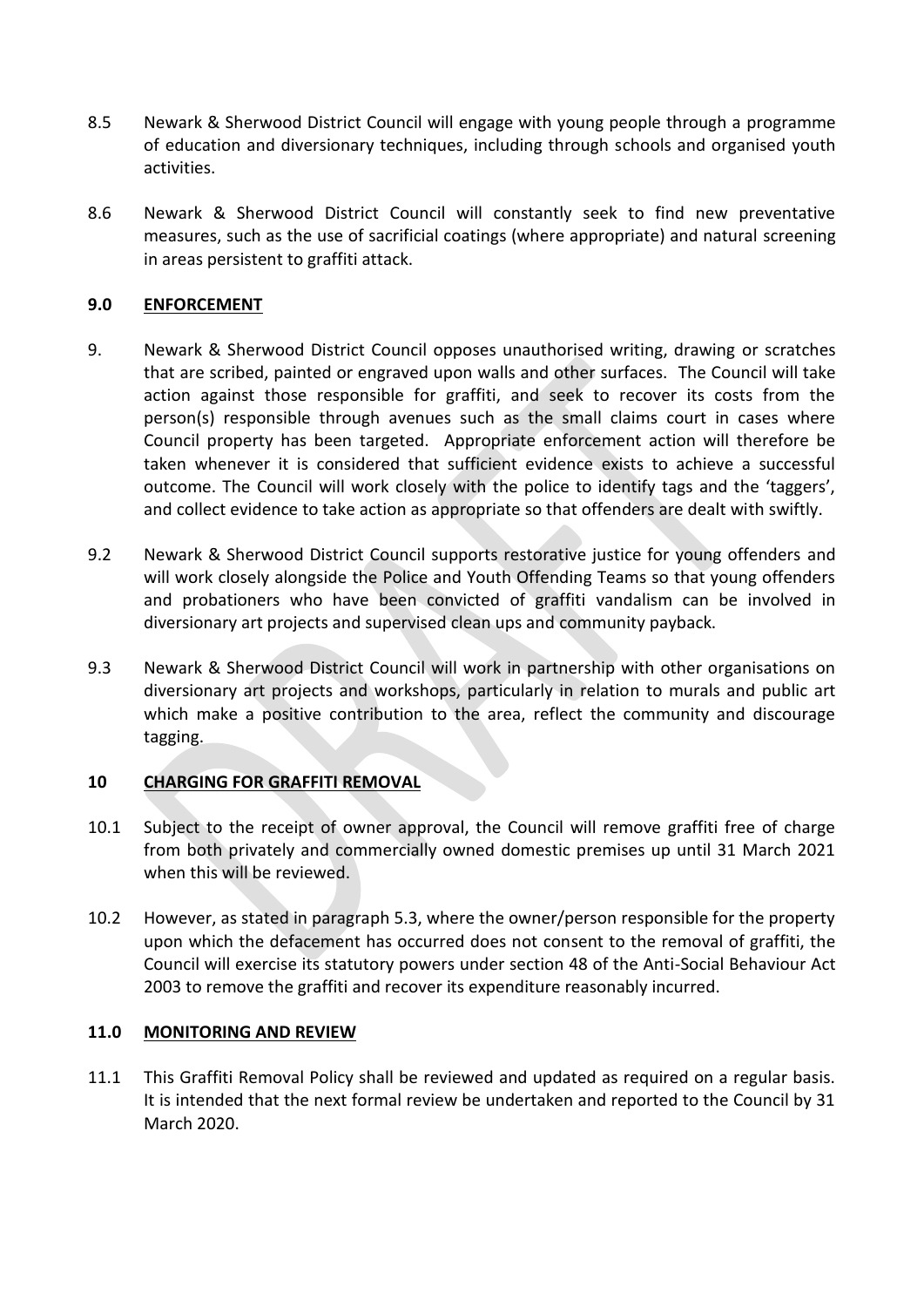8.5 Newark & Sherwood District Council will engage with young people through a programme of education and diversionary techniques, including through schools and organised youth activities.

8.6 Newark & Sherwood District Council will constantly seek to find new preventative measures, such as the use of sacrificial coatings (where appropriate) and natural screening in areas persistent to graffiti attack.

## 9.0 ENFORCEMENT

9. Newark & Sherwood District Council opposes unauthorised writing, drawing or scratches that are scribed, painted or engraved upon walls and other surfaces. The Council will take action against those responsible for graffiti, and seek to recover its costs from the person(s) responsible through avenues such as the small claims court in cases where Council property has been targeted. Appropriate enforcement action will therefore be taken whenever it is considered that sufficient evidence exists to achieve a successful outcome. The Council will work closely with the police to identify tags and the 'taggers', and collect evidence to take action as appropriate so that offenders are dealt with swiftly.

9.2 Newark & Sherwood District Council supports restorative justice for young offenders and will work closely alongside the Police and Youth Offending Teams so that young offenders and probationers who have been convicted of graffiti vandalism can be involved in diversionary art projects and supervised clean ups and community payback.

9.3 Newark & Sherwood District Council will work in partnership with other organisations on diversionary art projects and workshops, particularly in relation to murals and public art which make a positive contribution to the area, reflect the community and discourage tagging.

## 10 CHARGING FOR GRAFFITI REMOVAL

10.1 Subject to the receipt of owner approval, the Council will remove graffiti free of charge from both privately and commercially owned domestic premises up until 31 March 2021 when this will be reviewed.

10.2 However, as stated in paragraph 5.3, where the owner/person responsible for the property upon which the defacement has occurred does not consent to the removal of graffiti, the Council will exercise its statutory powers under section 48 of the Anti-Social Behaviour Act 2003 to remove the graffiti and recover its expenditure reasonably incurred.

## 11.0 MONITORING AND REVIEW

11.1 This Graffiti Removal Policy shall be reviewed and updated as required on a regular basis. It is intended that the next formal review be undertaken and reported to the Council by 31 March 2020.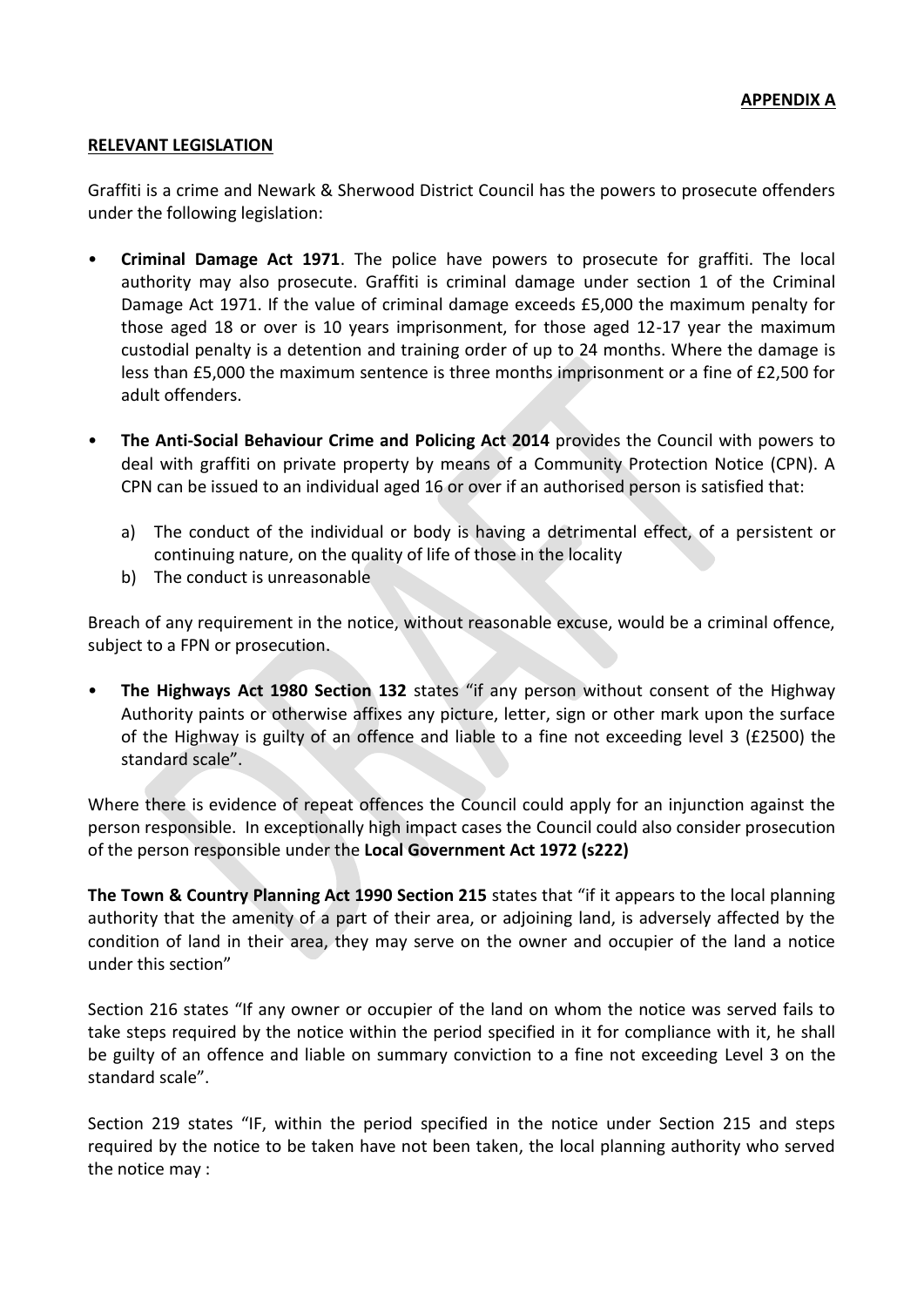**APPENDIX A**

**RELEVANT LEGISLATION**

Graffiti is a crime and Newark & Sherwood District Council has the powers to prosecute offenders under the following legislation:

- **Criminal Damage Act 1971**. The police have powers to prosecute for graffiti. The local authority may also prosecute. Graffiti is criminal damage under section 1 of the Criminal Damage Act 1971. If the value of criminal damage exceeds £5,000 the maximum penalty for those aged 18 or over is 10 years imprisonment, for those aged 12-17 year the maximum custodial penalty is a detention and training order of up to 24 months. Where the damage is less than £5,000 the maximum sentence is three months imprisonment or a fine of £2,500 for adult offenders.

- **The Anti-Social Behaviour Crime and Policing Act 2014** provides the Council with powers to deal with graffiti on private property by means of a Community Protection Notice (CPN). A CPN can be issued to an individual aged 16 or over if an authorised person is satisfied that:

  a) The conduct of the individual or body is having a detrimental effect, of a persistent or continuing nature, on the quality of life of those in the locality
  b) The conduct is unreasonable

Breach of any requirement in the notice, without reasonable excuse, would be a criminal offence, subject to a FPN or prosecution.

- **The Highways Act 1980 Section 132** states "if any person without consent of the Highway Authority paints or otherwise affixes any picture, letter, sign or other mark upon the surface of the Highway is guilty of an offence and liable to a fine not exceeding level 3 (£2500) the standard scale".

Where there is evidence of repeat offences the Council could apply for an injunction against the person responsible. In exceptionally high impact cases the Council could also consider prosecution of the person responsible under the **Local Government Act 1972 (s222)**

**The Town & Country Planning Act 1990 Section 215** states that "if it appears to the local planning authority that the amenity of a part of their area, or adjoining land, is adversely affected by the condition of land in their area, they may serve on the owner and occupier of the land a notice under this section"

Section 216 states "If any owner or occupier of the land on whom the notice was served fails to take steps required by the notice within the period specified in it for compliance with it, he shall be guilty of an offence and liable on summary conviction to a fine not exceeding Level 3 on the standard scale".

Section 219 states "IF, within the period specified in the notice under Section 215 and steps required by the notice to be taken have not been taken, the local planning authority who served the notice may :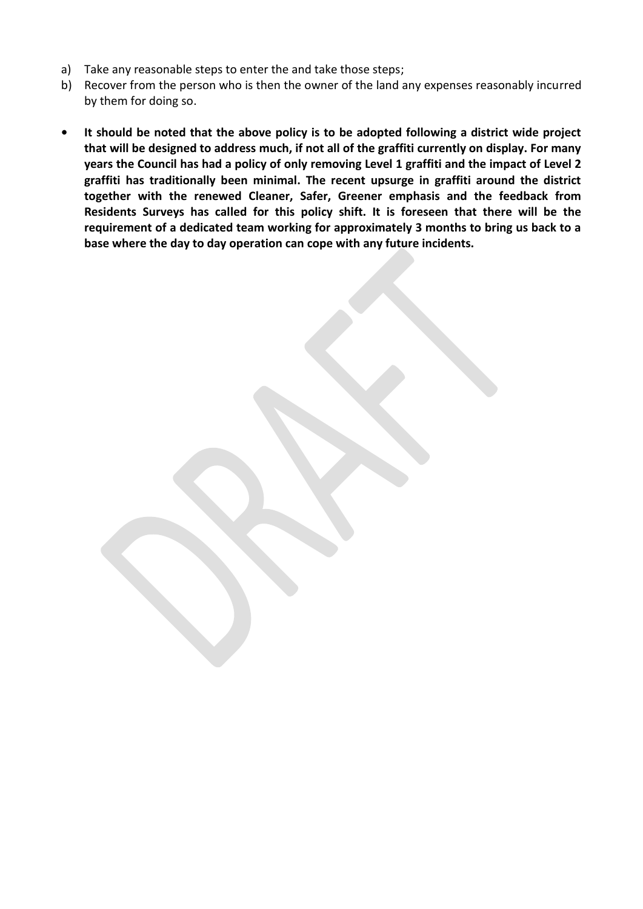a) Take any reasonable steps to enter the and take those steps;
b) Recover from the person who is then the owner of the land any expenses reasonably incurred by them for doing so.

- **It should be noted that the above policy is to be adopted following a district wide project that will be designed to address much, if not all of the graffiti currently on display. For many years the Council has had a policy of only removing Level 1 graffiti and the impact of Level 2 graffiti has traditionally been minimal. The recent upsurge in graffiti around the district together with the renewed Cleaner, Safer, Greener emphasis and the feedback from Residents Surveys has called for this policy shift. It is foreseen that there will be the requirement of a dedicated team working for approximately 3 months to bring us back to a base where the day to day operation can cope with any future incidents.**